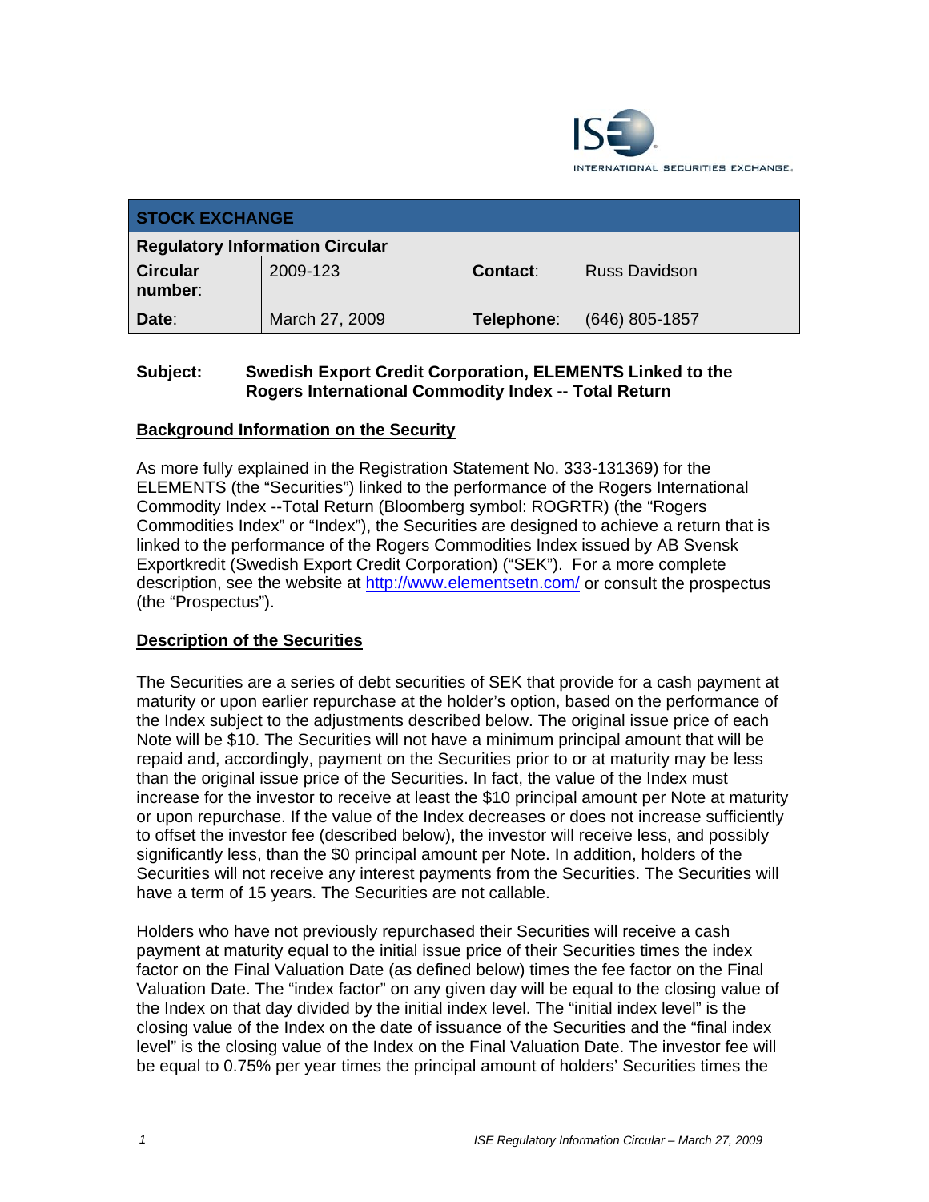ISE INTERNATIONAL SECURITIES EXCHANGE.

| STOCK EXCHANGE | | | |
|---|---|---|---|
| **Regulatory Information Circular** | | | |
| **Circular number**: | 2009-123 | **Contact**: | Russ Davidson |
| **Date**: | March 27, 2009 | **Telephone**: | (646) 805-1857 |

**Subject: Swedish Export Credit Corporation, ELEMENTS Linked to the Rogers International Commodity Index -- Total Return**

## Background Information on the Security

As more fully explained in the Registration Statement No. 333-131369) for the ELEMENTS (the "Securities") linked to the performance of the Rogers International Commodity Index --Total Return (Bloomberg symbol: ROGRTR) (the "Rogers Commodities Index" or "Index"), the Securities are designed to achieve a return that is linked to the performance of the Rogers Commodities Index issued by AB Svensk Exportkredit (Swedish Export Credit Corporation) ("SEK"). For a more complete description, see the website at http://www.elementsetn.com/ or consult the prospectus (the "Prospectus").

## Description of the Securities

The Securities are a series of debt securities of SEK that provide for a cash payment at maturity or upon earlier repurchase at the holder's option, based on the performance of the Index subject to the adjustments described below. The original issue price of each Note will be $10. The Securities will not have a minimum principal amount that will be repaid and, accordingly, payment on the Securities prior to or at maturity may be less than the original issue price of the Securities. In fact, the value of the Index must increase for the investor to receive at least the $10 principal amount per Note at maturity or upon repurchase. If the value of the Index decreases or does not increase sufficiently to offset the investor fee (described below), the investor will receive less, and possibly significantly less, than the $0 principal amount per Note. In addition, holders of the Securities will not receive any interest payments from the Securities. The Securities will have a term of 15 years. The Securities are not callable.

Holders who have not previously repurchased their Securities will receive a cash payment at maturity equal to the initial issue price of their Securities times the index factor on the Final Valuation Date (as defined below) times the fee factor on the Final Valuation Date. The "index factor" on any given day will be equal to the closing value of the Index on that day divided by the initial index level. The "initial index level" is the closing value of the Index on the date of issuance of the Securities and the "final index level" is the closing value of the Index on the Final Valuation Date. The investor fee will be equal to 0.75% per year times the principal amount of holders' Securities times the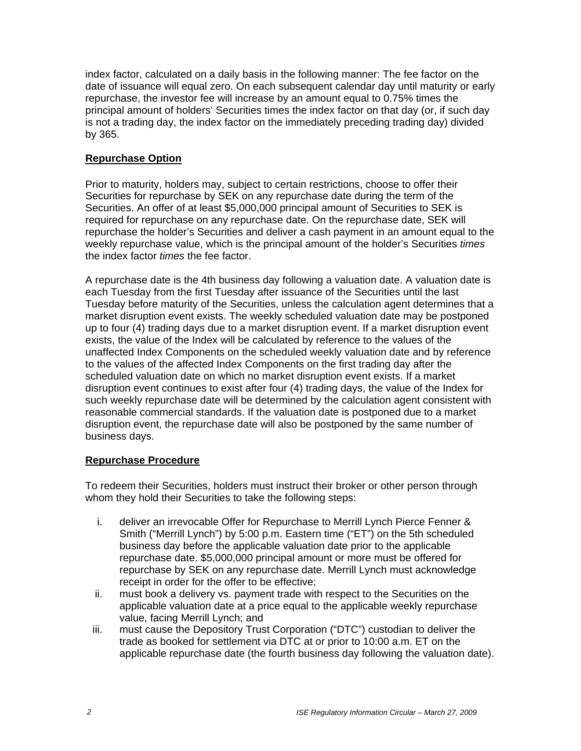index factor, calculated on a daily basis in the following manner: The fee factor on the date of issuance will equal zero. On each subsequent calendar day until maturity or early repurchase, the investor fee will increase by an amount equal to 0.75% times the principal amount of holders' Securities times the index factor on that day (or, if such day is not a trading day, the index factor on the immediately preceding trading day) divided by 365.

**Repurchase Option**

Prior to maturity, holders may, subject to certain restrictions, choose to offer their Securities for repurchase by SEK on any repurchase date during the term of the Securities. An offer of at least $5,000,000 principal amount of Securities to SEK is required for repurchase on any repurchase date. On the repurchase date, SEK will repurchase the holder's Securities and deliver a cash payment in an amount equal to the weekly repurchase value, which is the principal amount of the holder's Securities *times* the index factor *times* the fee factor.

A repurchase date is the 4th business day following a valuation date. A valuation date is each Tuesday from the first Tuesday after issuance of the Securities until the last Tuesday before maturity of the Securities, unless the calculation agent determines that a market disruption event exists. The weekly scheduled valuation date may be postponed up to four (4) trading days due to a market disruption event. If a market disruption event exists, the value of the Index will be calculated by reference to the values of the unaffected Index Components on the scheduled weekly valuation date and by reference to the values of the affected Index Components on the first trading day after the scheduled valuation date on which no market disruption event exists. If a market disruption event continues to exist after four (4) trading days, the value of the Index for such weekly repurchase date will be determined by the calculation agent consistent with reasonable commercial standards. If the valuation date is postponed due to a market disruption event, the repurchase date will also be postponed by the same number of business days.

**Repurchase Procedure**

To redeem their Securities, holders must instruct their broker or other person through whom they hold their Securities to take the following steps:

i. deliver an irrevocable Offer for Repurchase to Merrill Lynch Pierce Fenner & Smith ("Merrill Lynch") by 5:00 p.m. Eastern time ("ET") on the 5th scheduled business day before the applicable valuation date prior to the applicable repurchase date. $5,000,000 principal amount or more must be offered for repurchase by SEK on any repurchase date. Merrill Lynch must acknowledge receipt in order for the offer to be effective;
ii. must book a delivery vs. payment trade with respect to the Securities on the applicable valuation date at a price equal to the applicable weekly repurchase value, facing Merrill Lynch; and
iii. must cause the Depository Trust Corporation ("DTC") custodian to deliver the trade as booked for settlement via DTC at or prior to 10:00 a.m. ET on the applicable repurchase date (the fourth business day following the valuation date).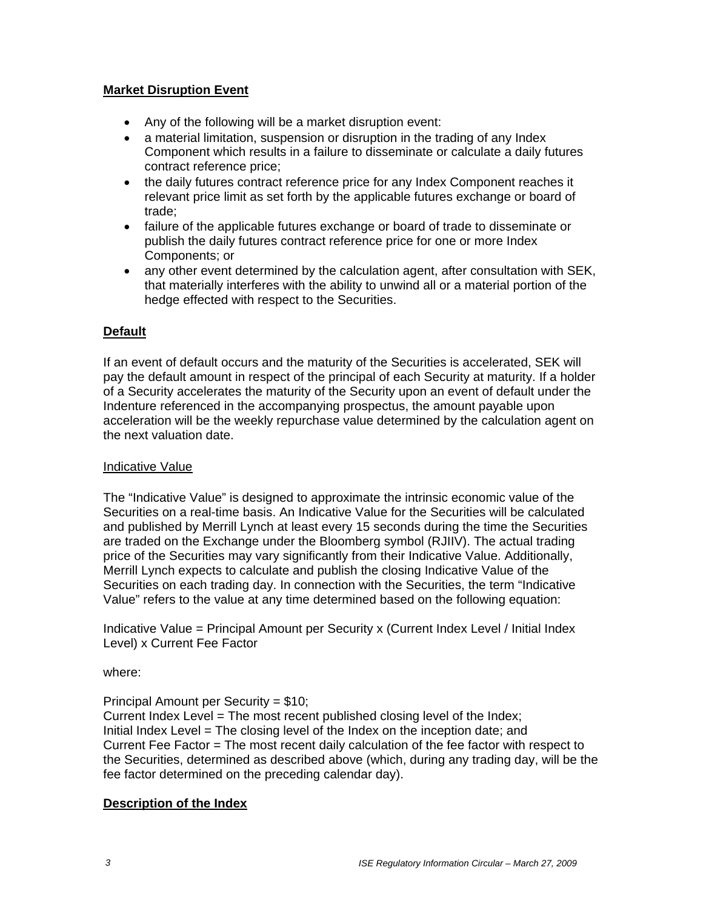**Market Disruption Event**

- Any of the following will be a market disruption event:
- a material limitation, suspension or disruption in the trading of any Index Component which results in a failure to disseminate or calculate a daily futures contract reference price;
- the daily futures contract reference price for any Index Component reaches it relevant price limit as set forth by the applicable futures exchange or board of trade;
- failure of the applicable futures exchange or board of trade to disseminate or publish the daily futures contract reference price for one or more Index Components; or
- any other event determined by the calculation agent, after consultation with SEK, that materially interferes with the ability to unwind all or a material portion of the hedge effected with respect to the Securities.

**Default**

If an event of default occurs and the maturity of the Securities is accelerated, SEK will pay the default amount in respect of the principal of each Security at maturity. If a holder of a Security accelerates the maturity of the Security upon an event of default under the Indenture referenced in the accompanying prospectus, the amount payable upon acceleration will be the weekly repurchase value determined by the calculation agent on the next valuation date.

Indicative Value

The "Indicative Value" is designed to approximate the intrinsic economic value of the Securities on a real-time basis. An Indicative Value for the Securities will be calculated and published by Merrill Lynch at least every 15 seconds during the time the Securities are traded on the Exchange under the Bloomberg symbol (RJIIV). The actual trading price of the Securities may vary significantly from their Indicative Value. Additionally, Merrill Lynch expects to calculate and publish the closing Indicative Value of the Securities on each trading day. In connection with the Securities, the term "Indicative Value" refers to the value at any time determined based on the following equation:

Indicative Value = Principal Amount per Security x (Current Index Level / Initial Index Level) x Current Fee Factor

where:

Principal Amount per Security = $10;
Current Index Level = The most recent published closing level of the Index;
Initial Index Level = The closing level of the Index on the inception date; and
Current Fee Factor = The most recent daily calculation of the fee factor with respect to the Securities, determined as described above (which, during any trading day, will be the fee factor determined on the preceding calendar day).

**Description of the Index**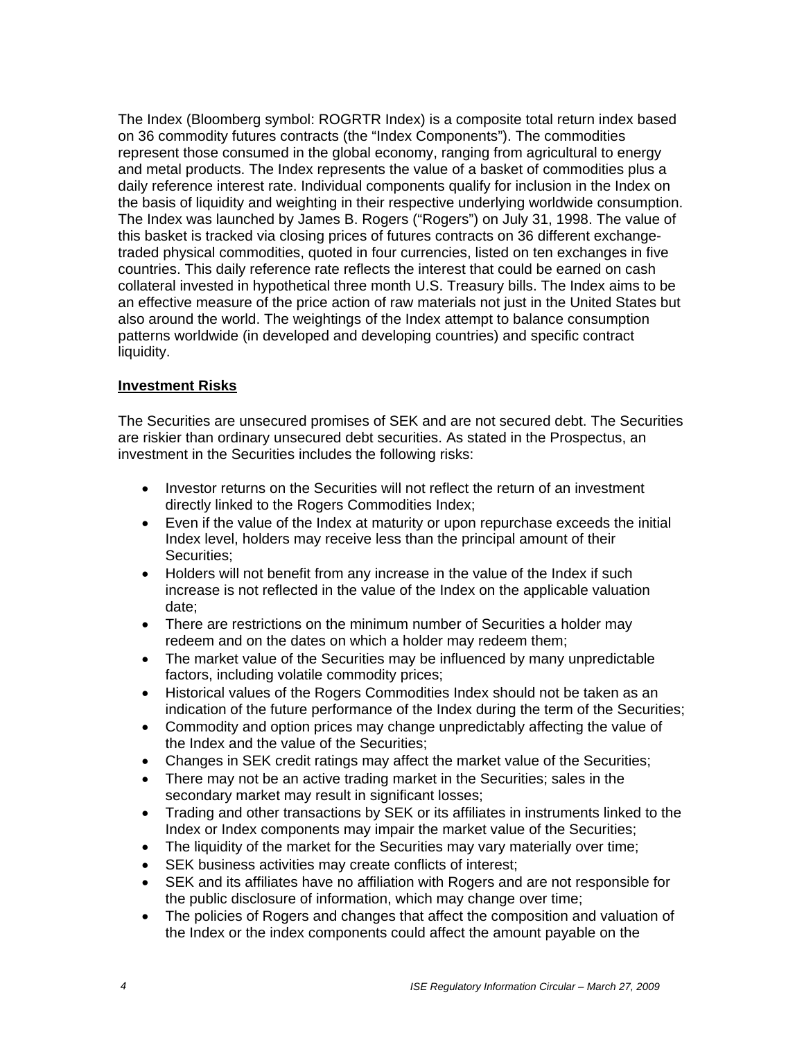The Index (Bloomberg symbol: ROGRTR Index) is a composite total return index based on 36 commodity futures contracts (the "Index Components"). The commodities represent those consumed in the global economy, ranging from agricultural to energy and metal products. The Index represents the value of a basket of commodities plus a daily reference interest rate. Individual components qualify for inclusion in the Index on the basis of liquidity and weighting in their respective underlying worldwide consumption. The Index was launched by James B. Rogers ("Rogers") on July 31, 1998. The value of this basket is tracked via closing prices of futures contracts on 36 different exchange-traded physical commodities, quoted in four currencies, listed on ten exchanges in five countries. This daily reference rate reflects the interest that could be earned on cash collateral invested in hypothetical three month U.S. Treasury bills. The Index aims to be an effective measure of the price action of raw materials not just in the United States but also around the world. The weightings of the Index attempt to balance consumption patterns worldwide (in developed and developing countries) and specific contract liquidity.

**Investment Risks**

The Securities are unsecured promises of SEK and are not secured debt. The Securities are riskier than ordinary unsecured debt securities. As stated in the Prospectus, an investment in the Securities includes the following risks:

- Investor returns on the Securities will not reflect the return of an investment directly linked to the Rogers Commodities Index;
- Even if the value of the Index at maturity or upon repurchase exceeds the initial Index level, holders may receive less than the principal amount of their Securities;
- Holders will not benefit from any increase in the value of the Index if such increase is not reflected in the value of the Index on the applicable valuation date;
- There are restrictions on the minimum number of Securities a holder may redeem and on the dates on which a holder may redeem them;
- The market value of the Securities may be influenced by many unpredictable factors, including volatile commodity prices;
- Historical values of the Rogers Commodities Index should not be taken as an indication of the future performance of the Index during the term of the Securities;
- Commodity and option prices may change unpredictably affecting the value of the Index and the value of the Securities;
- Changes in SEK credit ratings may affect the market value of the Securities;
- There may not be an active trading market in the Securities; sales in the secondary market may result in significant losses;
- Trading and other transactions by SEK or its affiliates in instruments linked to the Index or Index components may impair the market value of the Securities;
- The liquidity of the market for the Securities may vary materially over time;
- SEK business activities may create conflicts of interest;
- SEK and its affiliates have no affiliation with Rogers and are not responsible for the public disclosure of information, which may change over time;
- The policies of Rogers and changes that affect the composition and valuation of the Index or the index components could affect the amount payable on the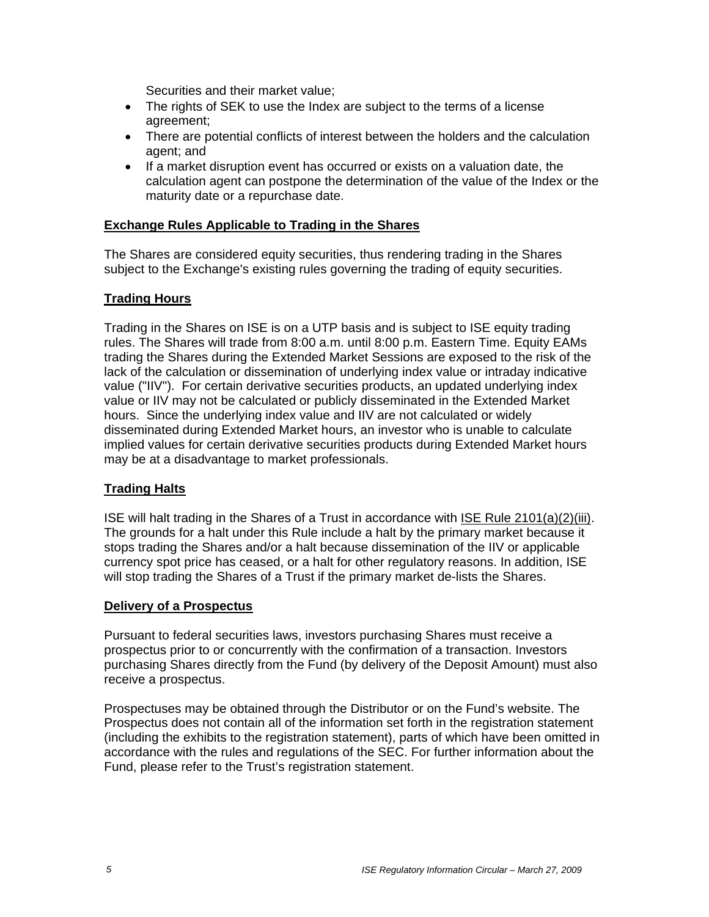Securities and their market value;

- The rights of SEK to use the Index are subject to the terms of a license agreement;
- There are potential conflicts of interest between the holders and the calculation agent; and
- If a market disruption event has occurred or exists on a valuation date, the calculation agent can postpone the determination of the value of the Index or the maturity date or a repurchase date.

## Exchange Rules Applicable to Trading in the Shares

The Shares are considered equity securities, thus rendering trading in the Shares subject to the Exchange's existing rules governing the trading of equity securities.

## Trading Hours

Trading in the Shares on ISE is on a UTP basis and is subject to ISE equity trading rules. The Shares will trade from 8:00 a.m. until 8:00 p.m. Eastern Time. Equity EAMs trading the Shares during the Extended Market Sessions are exposed to the risk of the lack of the calculation or dissemination of underlying index value or intraday indicative value ("IIV"). For certain derivative securities products, an updated underlying index value or IIV may not be calculated or publicly disseminated in the Extended Market hours. Since the underlying index value and IIV are not calculated or widely disseminated during Extended Market hours, an investor who is unable to calculate implied values for certain derivative securities products during Extended Market hours may be at a disadvantage to market professionals.

## Trading Halts

ISE will halt trading in the Shares of a Trust in accordance with ISE Rule 2101(a)(2)(iii). The grounds for a halt under this Rule include a halt by the primary market because it stops trading the Shares and/or a halt because dissemination of the IIV or applicable currency spot price has ceased, or a halt for other regulatory reasons. In addition, ISE will stop trading the Shares of a Trust if the primary market de-lists the Shares.

## Delivery of a Prospectus

Pursuant to federal securities laws, investors purchasing Shares must receive a prospectus prior to or concurrently with the confirmation of a transaction. Investors purchasing Shares directly from the Fund (by delivery of the Deposit Amount) must also receive a prospectus.

Prospectuses may be obtained through the Distributor or on the Fund's website. The Prospectus does not contain all of the information set forth in the registration statement (including the exhibits to the registration statement), parts of which have been omitted in accordance with the rules and regulations of the SEC. For further information about the Fund, please refer to the Trust's registration statement.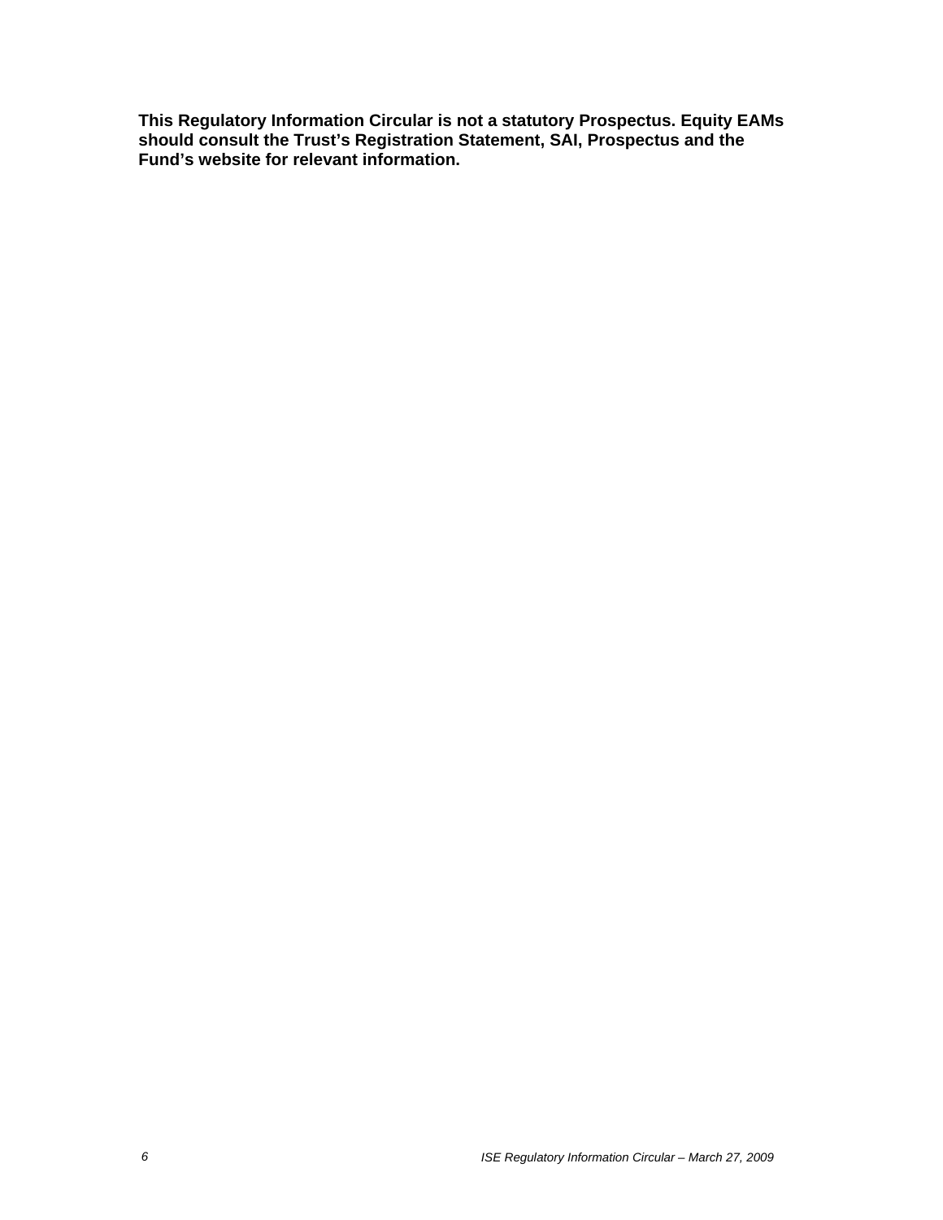**This Regulatory Information Circular is not a statutory Prospectus. Equity EAMs should consult the Trust's Registration Statement, SAI, Prospectus and the Fund's website for relevant information.**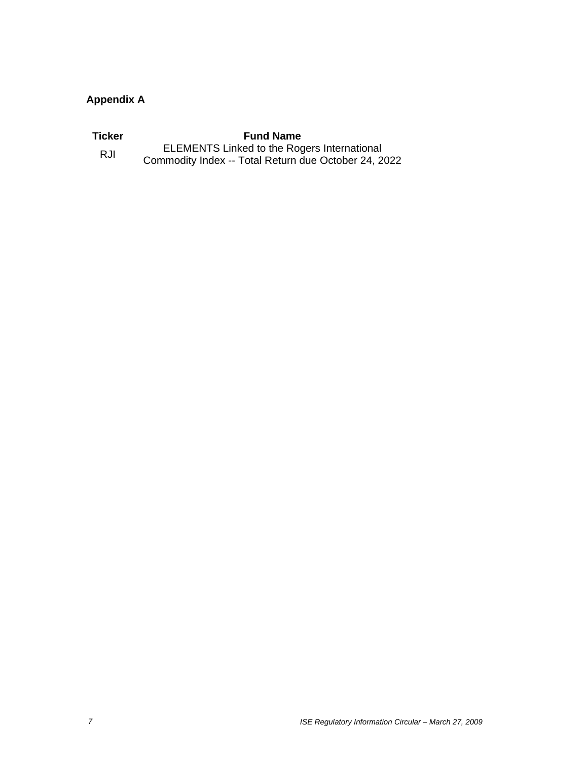## Appendix A

| Ticker | Fund Name |
|---|---|
| RJI | ELEMENTS Linked to the Rogers International Commodity Index -- Total Return due October 24, 2022 |